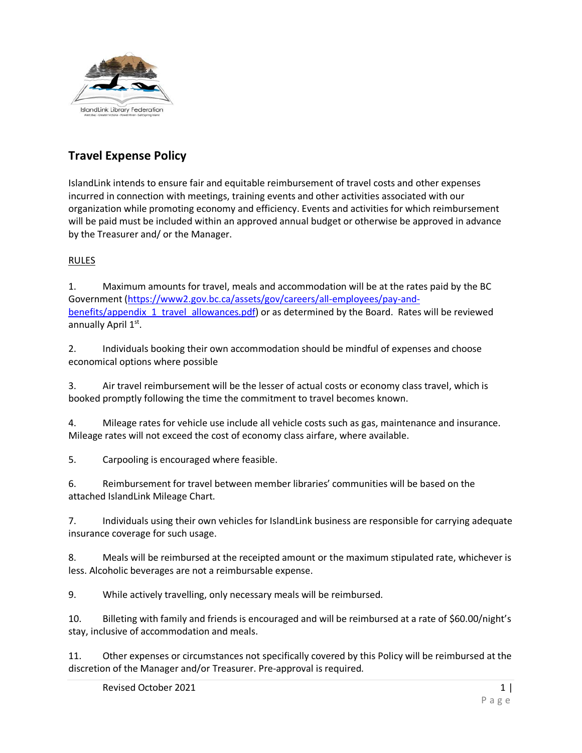## Travel Expense Policy

IslandLink intends to ensure fair and equitable reimbursement of travel costs and other expenses incurred in connection with meetings, training events and other activities associated with our organization while promoting economy and efficiency. Events and activities for which reimbursement will be paid must be included within an approved annual budget or otherwise be approved in advance by the Treasurer and/ or the Manager.

RULES

1. Maximum amounts for travel, meals and accommodation will be at the rates paid by the BC Government (https://www2.gov.bc.ca/assets/gov/careers/all-employees/pay-and-benefits/appendix_1_travel_allowances.pdf) or as determined by the Board. Rates will be reviewed annually April 1st.

2. Individuals booking their own accommodation should be mindful of expenses and choose economical options where possible

3. Air travel reimbursement will be the lesser of actual costs or economy class travel, which is booked promptly following the time the commitment to travel becomes known.

4. Mileage rates for vehicle use include all vehicle costs such as gas, maintenance and insurance. Mileage rates will not exceed the cost of economy class airfare, where available.

5. Carpooling is encouraged where feasible.

6. Reimbursement for travel between member libraries' communities will be based on the attached IslandLink Mileage Chart.

7. Individuals using their own vehicles for IslandLink business are responsible for carrying adequate insurance coverage for such usage.

8. Meals will be reimbursed at the receipted amount or the maximum stipulated rate, whichever is less. Alcoholic beverages are not a reimbursable expense.

9. While actively travelling, only necessary meals will be reimbursed.

10. Billeting with family and friends is encouraged and will be reimbursed at a rate of $60.00/night's stay, inclusive of accommodation and meals.

11. Other expenses or circumstances not specifically covered by this Policy will be reimbursed at the discretion of the Manager and/or Treasurer. Pre-approval is required.

Revised October 2021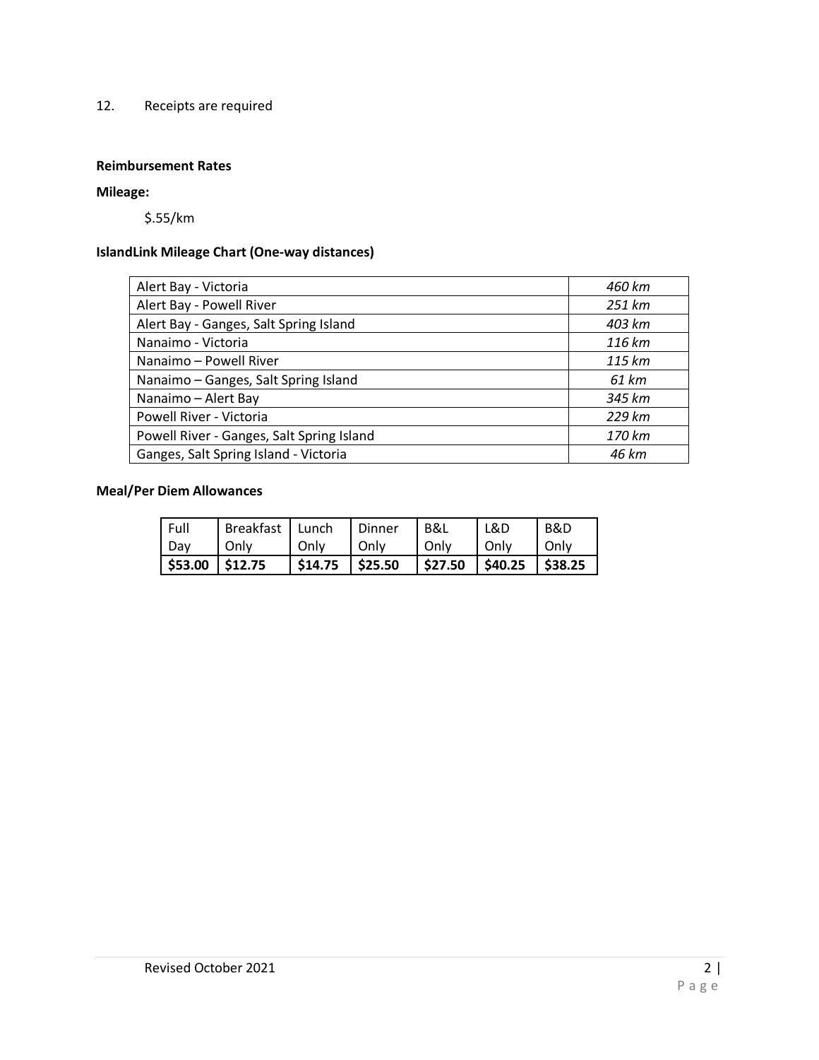12. Receipts are required

**Reimbursement Rates**

**Mileage:**

$.55/km

**IslandLink Mileage Chart (One-way distances)**

| | |
|---|---|
| Alert Bay - Victoria | *460 km* |
| Alert Bay - Powell River | *251 km* |
| Alert Bay - Ganges, Salt Spring Island | *403 km* |
| Nanaimo - Victoria | *116 km* |
| Nanaimo – Powell River | *115 km* |
| Nanaimo – Ganges, Salt Spring Island | *61 km* |
| Nanaimo – Alert Bay | *345 km* |
| Powell River - Victoria | *229 km* |
| Powell River - Ganges, Salt Spring Island | *170 km* |
| Ganges, Salt Spring Island - Victoria | *46 km* |

**Meal/Per Diem Allowances**

| Full Day | Breakfast Only | Lunch Only | Dinner Only | B&L Only | L&D Only | B&D Only |
|---|---|---|---|---|---|---|
| **$53.00** | **$12.75** | **$14.75** | **$25.50** | **$27.50** | **$40.25** | **$38.25** |

Revised October 2021